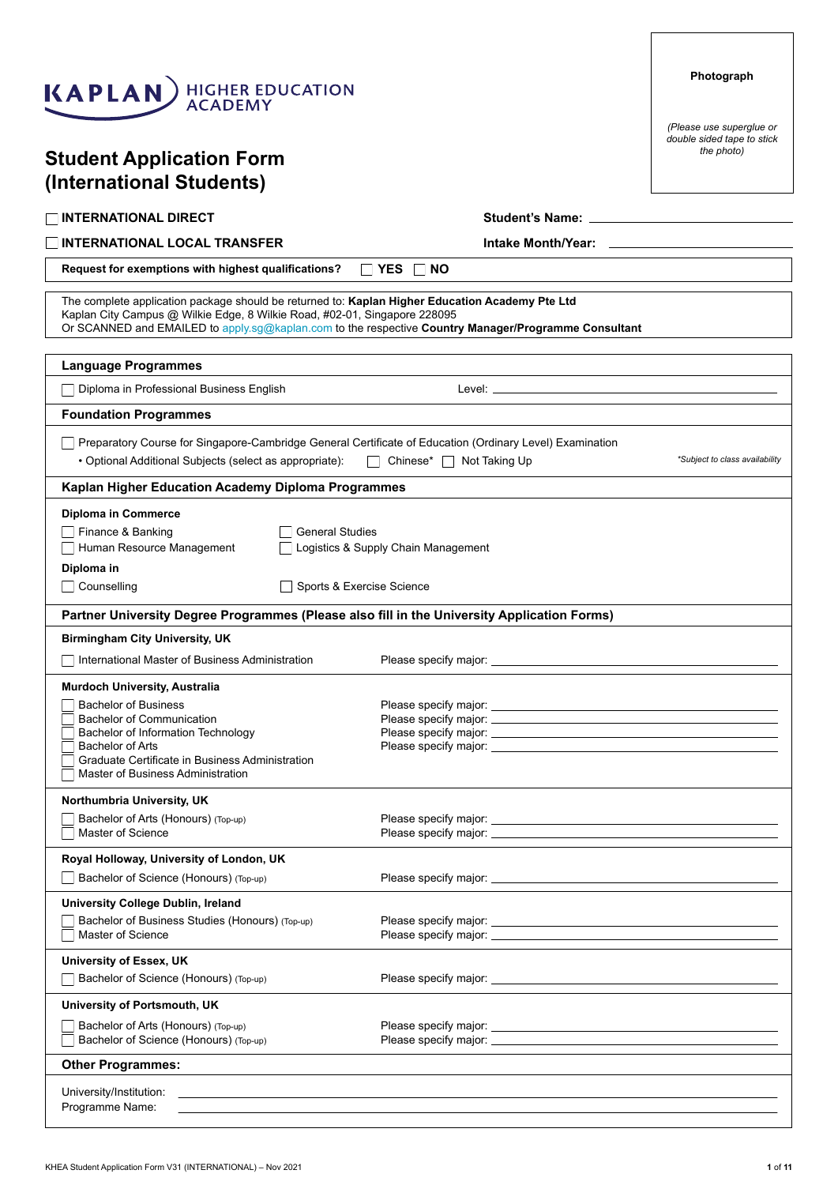KAPLAN HIGHER EDUCATION ACADEMY

**Photograph**

*(Please use superglue or double sided tape to stick the photo)*

# Student Application Form (International Students)

☐ **INTERNATIONAL DIRECT** **Student's Name:** ______________________

☐ **INTERNATIONAL LOCAL TRANSFER** **Intake Month/Year:** ______________________

**Request for exemptions with highest qualifications?** ☐ **YES** ☐ **NO**

The complete application package should be returned to: **Kaplan Higher Education Academy Pte Ltd**
Kaplan City Campus @ Wilkie Edge, 8 Wilkie Road, #02-01, Singapore 228095
Or SCANNED and EMAILED to apply.sg@kaplan.com to the respective **Country Manager/Programme Consultant**

## Language Programmes

☐ Diploma in Professional Business English Level: ______________________

## Foundation Programmes

☐ Preparatory Course for Singapore-Cambridge General Certificate of Education (Ordinary Level) Examination

- Optional Additional Subjects (select as appropriate): ☐ Chinese* ☐ Not Taking Up

*\*Subject to class availability*

## Kaplan Higher Education Academy Diploma Programmes

**Diploma in Commerce**

☐ Finance & Banking ☐ General Studies
☐ Human Resource Management ☐ Logistics & Supply Chain Management

**Diploma in**

☐ Counselling ☐ Sports & Exercise Science

## Partner University Degree Programmes (Please also fill in the University Application Forms)

**Birmingham City University, UK**

☐ International Master of Business Administration Please specify major: ______________________

**Murdoch University, Australia**

☐ Bachelor of Business Please specify major: ______________________
☐ Bachelor of Communication Please specify major: ______________________
☐ Bachelor of Information Technology Please specify major: ______________________
☐ Bachelor of Arts Please specify major: ______________________
☐ Graduate Certificate in Business Administration
☐ Master of Business Administration

**Northumbria University, UK**

☐ Bachelor of Arts (Honours) (Top-up) Please specify major: ______________________
☐ Master of Science Please specify major: ______________________

**Royal Holloway, University of London, UK**

☐ Bachelor of Science (Honours) (Top-up) Please specify major: ______________________

**University College Dublin, Ireland**

☐ Bachelor of Business Studies (Honours) (Top-up) Please specify major: ______________________
☐ Master of Science Please specify major: ______________________

**University of Essex, UK**

☐ Bachelor of Science (Honours) (Top-up) Please specify major: ______________________

**University of Portsmouth, UK**

☐ Bachelor of Arts (Honours) (Top-up) Please specify major: ______________________
☐ Bachelor of Science (Honours) (Top-up) Please specify major: ______________________

## Other Programmes:

University/Institution: ______________________
Programme Name: ______________________

KHEA Student Application Form V31 (INTERNATIONAL) – Nov 2021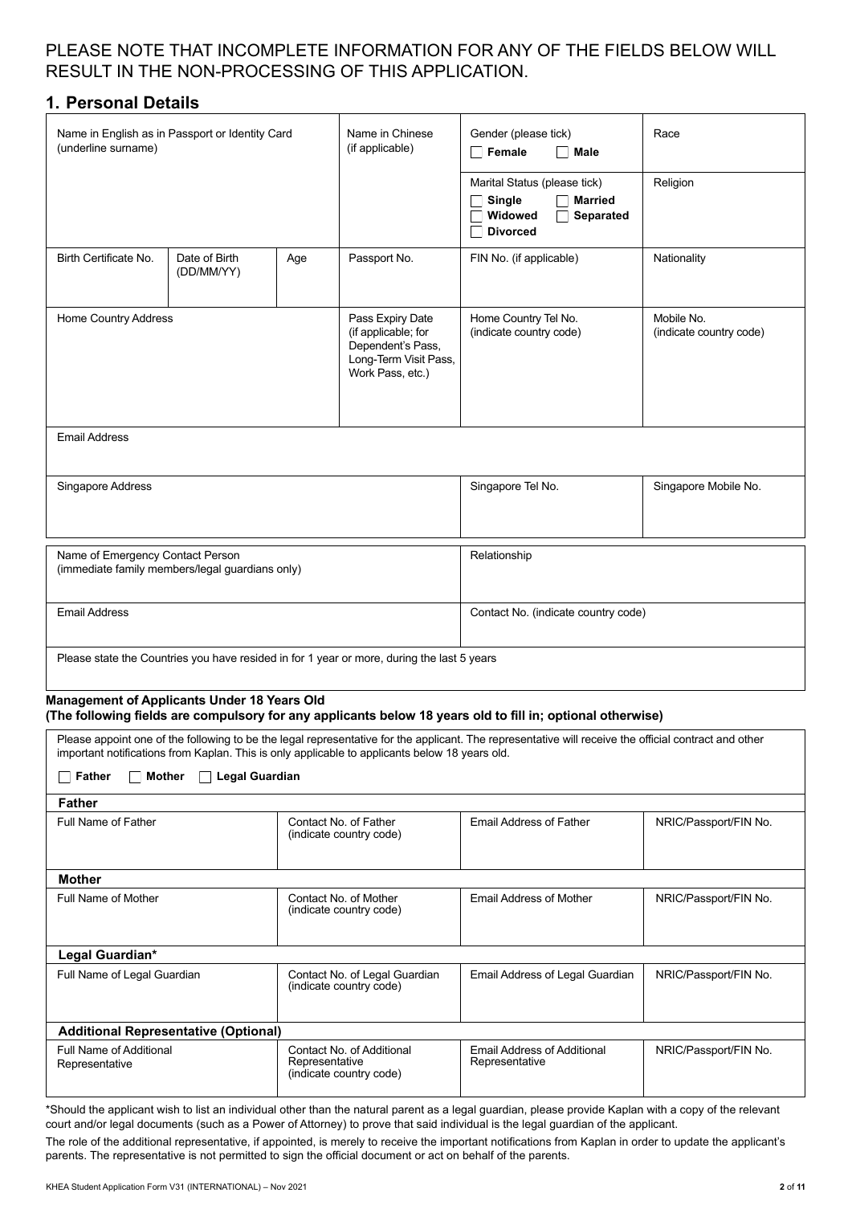PLEASE NOTE THAT INCOMPLETE INFORMATION FOR ANY OF THE FIELDS BELOW WILL RESULT IN THE NON-PROCESSING OF THIS APPLICATION.

## 1. Personal Details

| Name in English as in Passport or Identity Card (underline surname) | | | Name in Chinese (if applicable) | Gender (please tick) ☐ Female ☐ Male | Race |
|---|---|---|---|---|---|
| | | | | Marital Status (please tick) ☐ Single ☐ Married ☐ Widowed ☐ Separated ☐ Divorced | Religion |
| Birth Certificate No. | Date of Birth (DD/MM/YY) | Age | Passport No. | FIN No. (if applicable) | Nationality |
| Home Country Address | | | Pass Expiry Date (if applicable; for Dependent's Pass, Long-Term Visit Pass, Work Pass, etc.) | Home Country Tel No. (indicate country code) | Mobile No. (indicate country code) |
| Email Address | | | | | |
| Singapore Address | | | | Singapore Tel No. | Singapore Mobile No. |

| Name of Emergency Contact Person (immediate family members/legal guardians only) | Relationship |
|---|---|
| Email Address | Contact No. (indicate country code) |
| Please state the Countries you have resided in for 1 year or more, during the last 5 years | |

**Management of Applicants Under 18 Years Old**
**(The following fields are compulsory for any applicants below 18 years old to fill in; optional otherwise)**

Please appoint one of the following to be the legal representative for the applicant. The representative will receive the official contract and other important notifications from Kaplan. This is only applicable to applicants below 18 years old.

☐ **Father** ☐ **Mother** ☐ **Legal Guardian**

| **Father** | | | |
|---|---|---|---|
| Full Name of Father | Contact No. of Father (indicate country code) | Email Address of Father | NRIC/Passport/FIN No. |
| **Mother** | | | |
| Full Name of Mother | Contact No. of Mother (indicate country code) | Email Address of Mother | NRIC/Passport/FIN No. |
| **Legal Guardian*** | | | |
| Full Name of Legal Guardian | Contact No. of Legal Guardian (indicate country code) | Email Address of Legal Guardian | NRIC/Passport/FIN No. |
| **Additional Representative (Optional)** | | | |
| Full Name of Additional Representative | Contact No. of Additional Representative (indicate country code) | Email Address of Additional Representative | NRIC/Passport/FIN No. |

*Should the applicant wish to list an individual other than the natural parent as a legal guardian, please provide Kaplan with a copy of the relevant court and/or legal documents (such as a Power of Attorney) to prove that said individual is the legal guardian of the applicant.

The role of the additional representative, if appointed, is merely to receive the important notifications from Kaplan in order to update the applicant's parents. The representative is not permitted to sign the official document or act on behalf of the parents.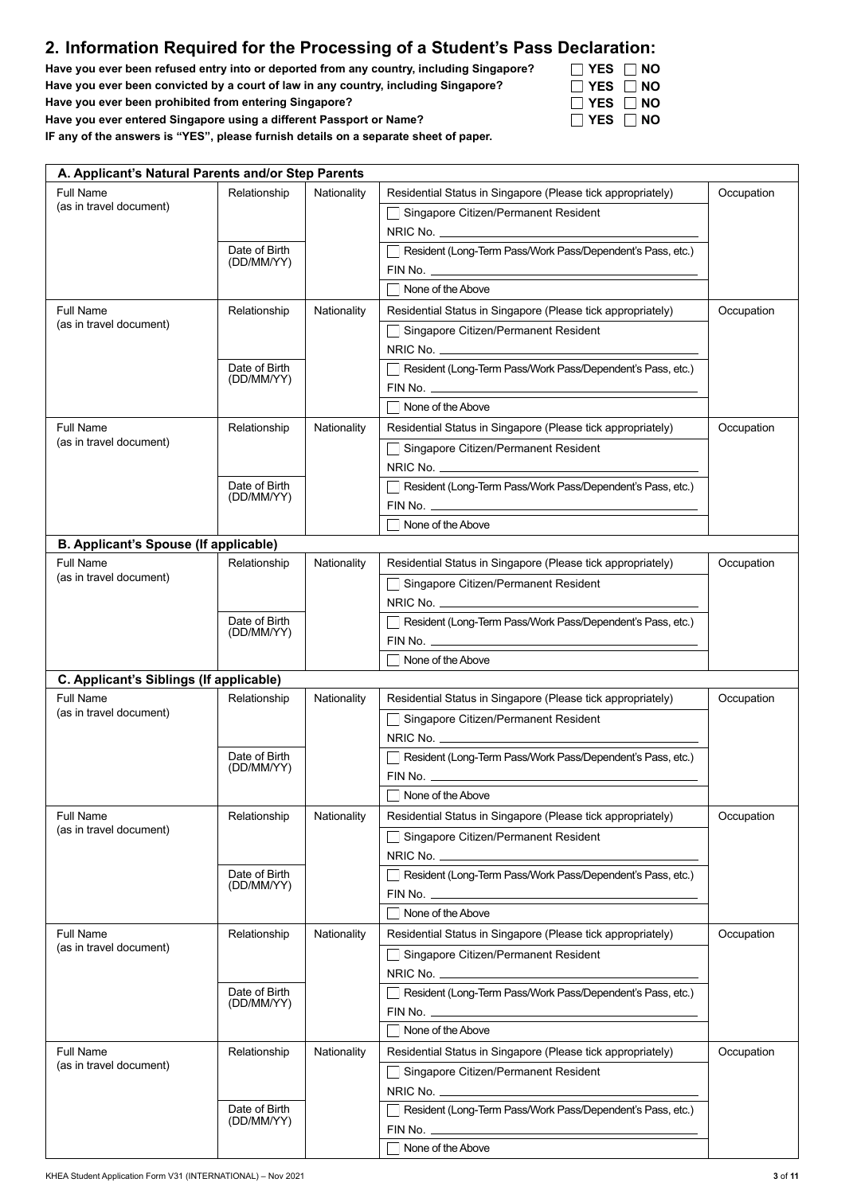## 2. Information Required for the Processing of a Student's Pass Declaration:

**Have you ever been refused entry into or deported from any country, including Singapore?** ☐ **YES** ☐ **NO**

**Have you ever been convicted by a court of law in any country, including Singapore?** ☐ **YES** ☐ **NO**

**Have you ever been prohibited from entering Singapore?** ☐ **YES** ☐ **NO**

**Have you ever entered Singapore using a different Passport or Name?** ☐ **YES** ☐ **NO**

**IF any of the answers is "YES", please furnish details on a separate sheet of paper.**

| **A. Applicant's Natural Parents and/or Step Parents** | | | | |
|---|---|---|---|---|
| Full Name (as in travel document) | Relationship | Nationality | Residential Status in Singapore (Please tick appropriately) | Occupation |
| | | | ☐ Singapore Citizen/Permanent Resident<br>NRIC No. ______ | |
| | Date of Birth (DD/MM/YY) | | ☐ Resident (Long-Term Pass/Work Pass/Dependent's Pass, etc.)<br>FIN No. ______ | |
| | | | ☐ None of the Above | |
| Full Name (as in travel document) | Relationship | Nationality | Residential Status in Singapore (Please tick appropriately) | Occupation |
| | | | ☐ Singapore Citizen/Permanent Resident<br>NRIC No. ______ | |
| | Date of Birth (DD/MM/YY) | | ☐ Resident (Long-Term Pass/Work Pass/Dependent's Pass, etc.)<br>FIN No. ______ | |
| | | | ☐ None of the Above | |
| Full Name (as in travel document) | Relationship | Nationality | Residential Status in Singapore (Please tick appropriately) | Occupation |
| | | | ☐ Singapore Citizen/Permanent Resident<br>NRIC No. ______ | |
| | Date of Birth (DD/MM/YY) | | ☐ Resident (Long-Term Pass/Work Pass/Dependent's Pass, etc.)<br>FIN No. ______ | |
| | | | ☐ None of the Above | |
| **B. Applicant's Spouse (If applicable)** | | | | |
| Full Name (as in travel document) | Relationship | Nationality | Residential Status in Singapore (Please tick appropriately) | Occupation |
| | | | ☐ Singapore Citizen/Permanent Resident<br>NRIC No. ______ | |
| | Date of Birth (DD/MM/YY) | | ☐ Resident (Long-Term Pass/Work Pass/Dependent's Pass, etc.)<br>FIN No. ______ | |
| | | | ☐ None of the Above | |
| **C. Applicant's Siblings (If applicable)** | | | | |
| Full Name (as in travel document) | Relationship | Nationality | Residential Status in Singapore (Please tick appropriately) | Occupation |
| | | | ☐ Singapore Citizen/Permanent Resident<br>NRIC No. ______ | |
| | Date of Birth (DD/MM/YY) | | ☐ Resident (Long-Term Pass/Work Pass/Dependent's Pass, etc.)<br>FIN No. ______ | |
| | | | ☐ None of the Above | |
| Full Name (as in travel document) | Relationship | Nationality | Residential Status in Singapore (Please tick appropriately) | Occupation |
| | | | ☐ Singapore Citizen/Permanent Resident<br>NRIC No. ______ | |
| | Date of Birth (DD/MM/YY) | | ☐ Resident (Long-Term Pass/Work Pass/Dependent's Pass, etc.)<br>FIN No. ______ | |
| | | | ☐ None of the Above | |
| Full Name (as in travel document) | Relationship | Nationality | Residential Status in Singapore (Please tick appropriately) | Occupation |
| | | | ☐ Singapore Citizen/Permanent Resident<br>NRIC No. ______ | |
| | Date of Birth (DD/MM/YY) | | ☐ Resident (Long-Term Pass/Work Pass/Dependent's Pass, etc.)<br>FIN No. ______ | |
| | | | ☐ None of the Above | |
| Full Name (as in travel document) | Relationship | Nationality | Residential Status in Singapore (Please tick appropriately) | Occupation |
| | | | ☐ Singapore Citizen/Permanent Resident<br>NRIC No. ______ | |
| | Date of Birth (DD/MM/YY) | | ☐ Resident (Long-Term Pass/Work Pass/Dependent's Pass, etc.)<br>FIN No. ______ | |
| | | | ☐ None of the Above | |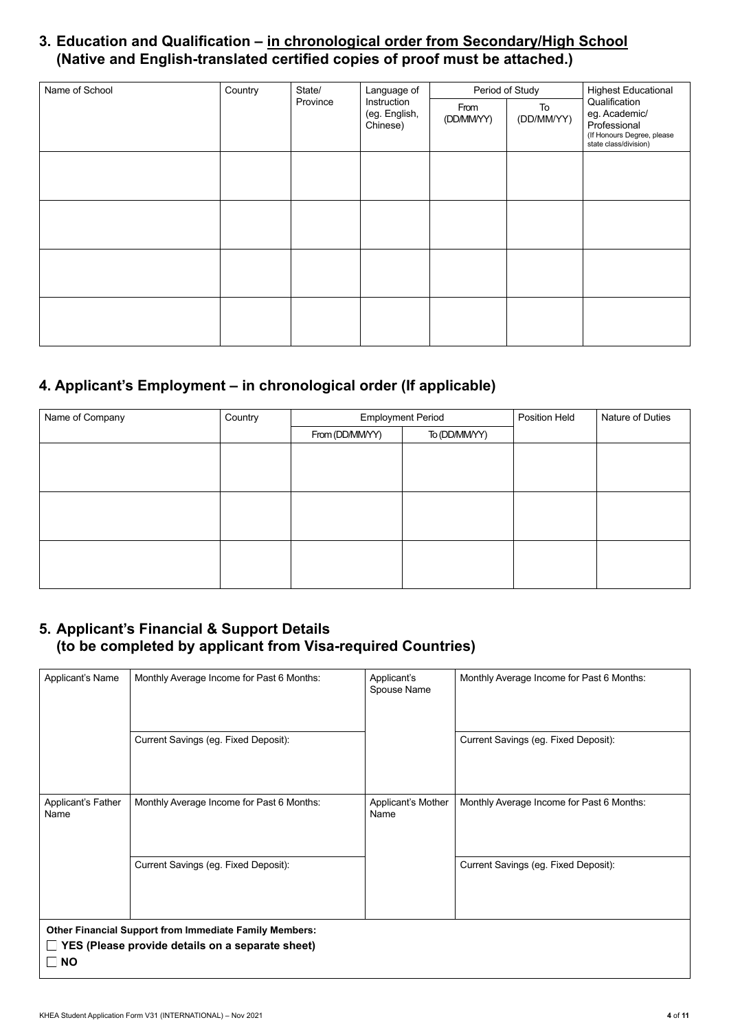## 3. Education and Qualification – <u>in chronological order from Secondary/High School</u> (Native and English-translated certified copies of proof must be attached.)

| Name of School | Country | State/ Province | Language of Instruction (eg. English, Chinese) | Period of Study | | Highest Educational Qualification eg. Academic/ Professional (If Honours Degree, please state class/division) |
|---|---|---|---|---|---|---|
| | | | | From (DD/MM/YY) | To (DD/MM/YY) | |
| | | | | | | |
| | | | | | | |
| | | | | | | |
| | | | | | | |

## 4. Applicant's Employment – in chronological order (If applicable)

| Name of Company | Country | Employment Period | | Position Held | Nature of Duties |
|---|---|---|---|---|---|
| | | From (DD/MM/YY) | To (DD/MM/YY) | | |
| | | | | | |
| | | | | | |
| | | | | | |

## 5. Applicant's Financial & Support Details (to be completed by applicant from Visa-required Countries)

| Applicant's Name | Monthly Average Income for Past 6 Months: | Applicant's Spouse Name | Monthly Average Income for Past 6 Months: |
|---|---|---|---|
| | Current Savings (eg. Fixed Deposit): | | Current Savings (eg. Fixed Deposit): |
| Applicant's Father Name | Monthly Average Income for Past 6 Months: | Applicant's Mother Name | Monthly Average Income for Past 6 Months: |
| | Current Savings (eg. Fixed Deposit): | | Current Savings (eg. Fixed Deposit): |

**Other Financial Support from Immediate Family Members:**

☐ **YES (Please provide details on a separate sheet)**

☐ **NO**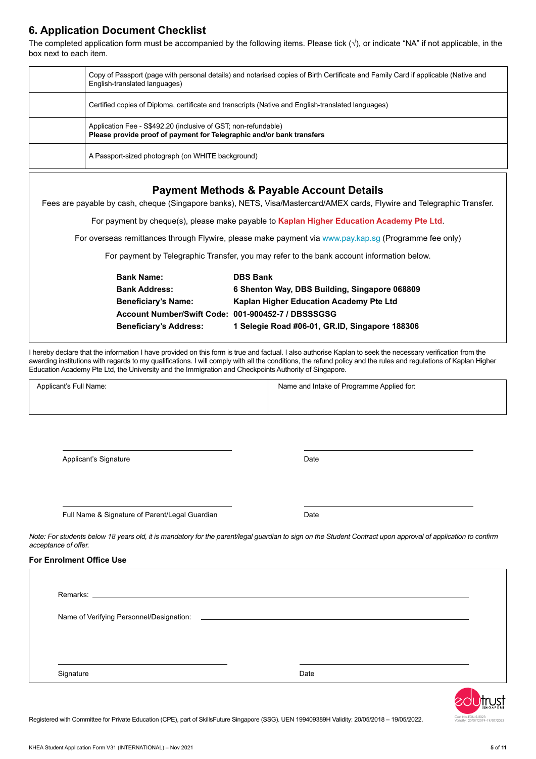## 6. Application Document Checklist

The completed application form must be accompanied by the following items. Please tick (√), or indicate "NA" if not applicable, in the box next to each item.

| | |
|---|---|
| | Copy of Passport (page with personal details) and notarised copies of Birth Certificate and Family Card if applicable (Native and English-translated languages) |
| | Certified copies of Diploma, certificate and transcripts (Native and English-translated languages) |
| | Application Fee - S$492.20 (inclusive of GST; non-refundable) **Please provide proof of payment for Telegraphic and/or bank transfers** |
| | A Passport-sized photograph (on WHITE background) |

### Payment Methods & Payable Account Details

Fees are payable by cash, cheque (Singapore banks), NETS, Visa/Mastercard/AMEX cards, Flywire and Telegraphic Transfer.

For payment by cheque(s), please make payable to **Kaplan Higher Education Academy Pte Ltd**.

For overseas remittances through Flywire, please make payment via www.pay.kap.sg (Programme fee only)

For payment by Telegraphic Transfer, you may refer to the bank account information below.

| | |
|---|---|
| **Bank Name:** | **DBS Bank** |
| **Bank Address:** | **6 Shenton Way, DBS Building, Singapore 068809** |
| **Beneficiary's Name:** | **Kaplan Higher Education Academy Pte Ltd** |
| **Account Number/Swift Code:** | **001-900452-7 / DBSSSGSG** |
| **Beneficiary's Address:** | **1 Selegie Road #06-01, GR.ID, Singapore 188306** |

I hereby declare that the information I have provided on this form is true and factual. I also authorise Kaplan to seek the necessary verification from the awarding institutions with regards to my qualifications. I will comply with all the conditions, the refund policy and the rules and regulations of Kaplan Higher Education Academy Pte Ltd, the University and the Immigration and Checkpoints Authority of Singapore.

| Applicant's Full Name: | Name and Intake of Programme Applied for: |
|---|---|
| | |

Applicant's Signature ____________________ Date ____________________

Full Name & Signature of Parent/Legal Guardian ____________________ Date ____________________

*Note: For students below 18 years old, it is mandatory for the parent/legal guardian to sign on the Student Contract upon approval of application to confirm acceptance of offer.*

**For Enrolment Office Use**

Remarks: ____________________

Name of Verifying Personnel/Designation: ____________________

Signature ____________________ Date ____________________

Registered with Committee for Private Education (CPE), part of SkillsFuture Singapore (SSG). UEN 199409389H Validity: 20/05/2018 – 19/05/2022.

edutrust SINGAPORE Cert No. EDU-2-2023 Validity: 20/07/2019–19/07/2023

KHEA Student Application Form V31 (INTERNATIONAL) – Nov 2021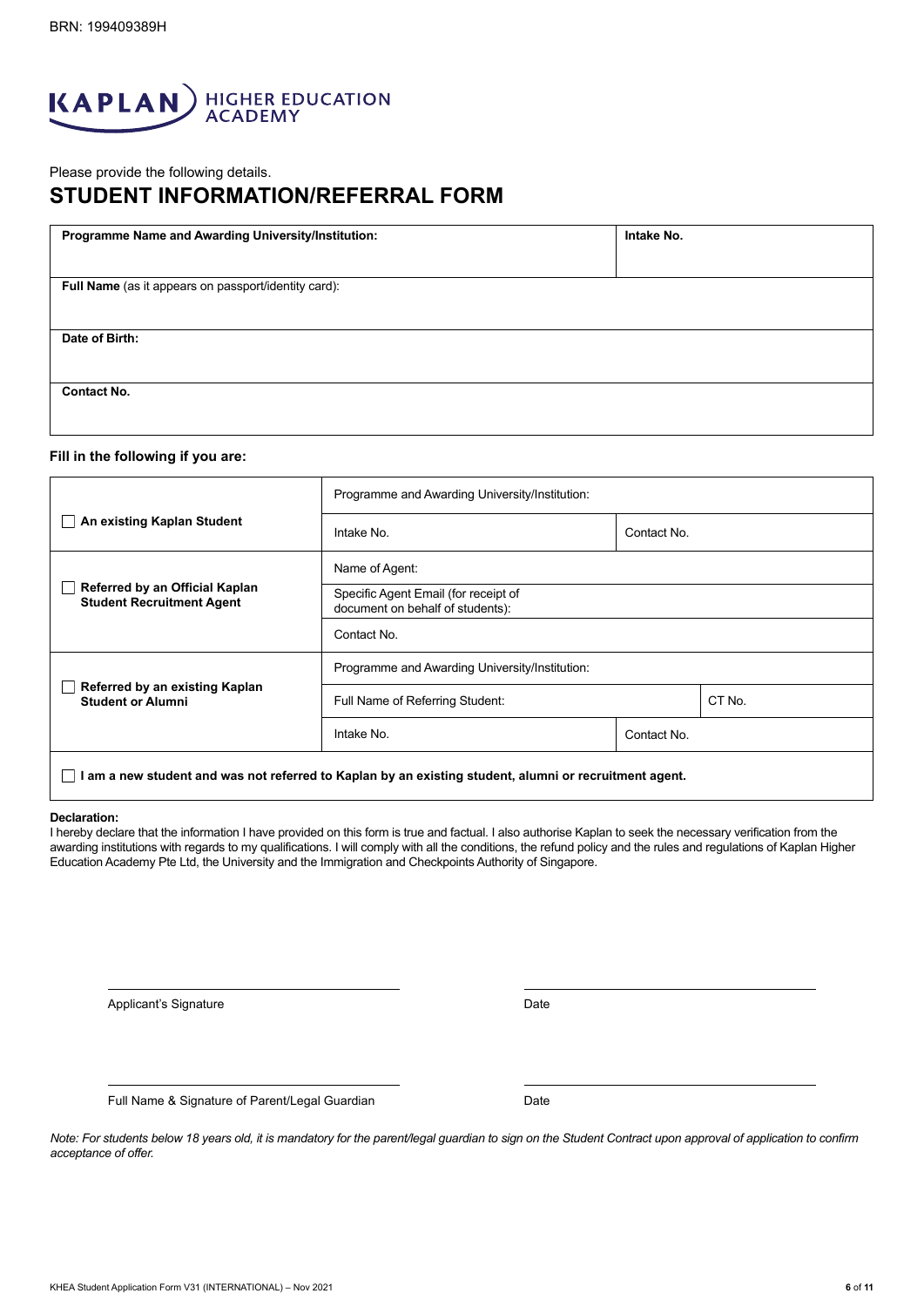BRN: 199409389H

KAPLAN HIGHER EDUCATION ACADEMY

Please provide the following details.

# STUDENT INFORMATION/REFERRAL FORM

| | |
|---|---|
| **Programme Name and Awarding University/Institution:** | **Intake No.** |
| **Full Name** (as it appears on passport/identity card): | |
| **Date of Birth:** | |
| **Contact No.** | |

**Fill in the following if you are:**

| | | | |
|---|---|---|---|
| ☐ **An existing Kaplan Student** | Programme and Awarding University/Institution: | | |
| | Intake No. | Contact No. | |
| ☐ **Referred by an Official Kaplan Student Recruitment Agent** | Name of Agent: | | |
| | Specific Agent Email (for receipt of document on behalf of students): | | |
| | Contact No. | | |
| ☐ **Referred by an existing Kaplan Student or Alumni** | Programme and Awarding University/Institution: | | |
| | Full Name of Referring Student: | | CT No. |
| | Intake No. | Contact No. | |

☐ **I am a new student and was not referred to Kaplan by an existing student, alumni or recruitment agent.**

**Declaration:**
I hereby declare that the information I have provided on this form is true and factual. I also authorise Kaplan to seek the necessary verification from the awarding institutions with regards to my qualifications. I will comply with all the conditions, the refund policy and the rules and regulations of Kaplan Higher Education Academy Pte Ltd, the University and the Immigration and Checkpoints Authority of Singapore.

Applicant's Signature ______________________ Date ______________________

Full Name & Signature of Parent/Legal Guardian ______________________ Date ______________________

*Note: For students below 18 years old, it is mandatory for the parent/legal guardian to sign on the Student Contract upon approval of application to confirm acceptance of offer.*

KHEA Student Application Form V31 (INTERNATIONAL) – Nov 2021